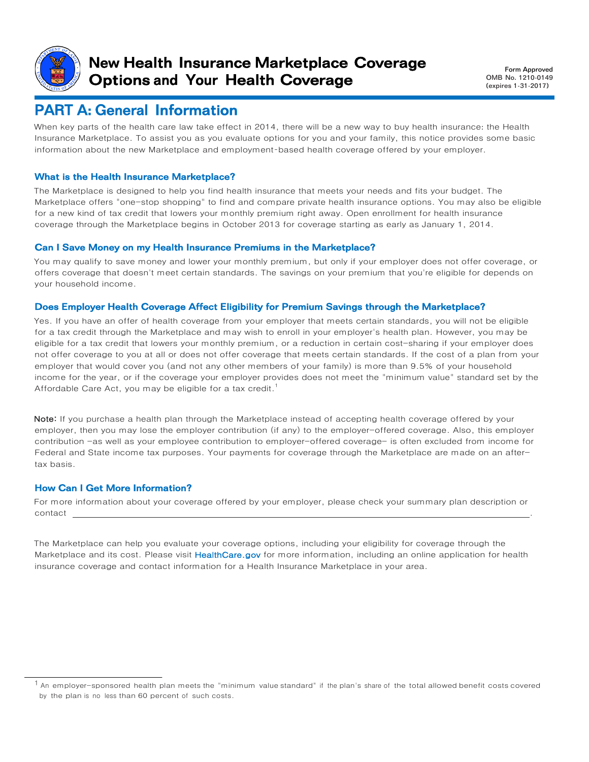# New Health Insurance Marketplace Coverage Options and Your Health Coverage

Form Approved
OMB No. 1210-0149
(expires 1-31-2017)

## PART A: General Information

When key parts of the health care law take effect in 2014, there will be a new way to buy health insurance: the Health Insurance Marketplace. To assist you as you evaluate options for you and your family, this notice provides some basic information about the new Marketplace and employment-based health coverage offered by your employer.

### What is the Health Insurance Marketplace?

The Marketplace is designed to help you find health insurance that meets your needs and fits your budget. The Marketplace offers "one-stop shopping" to find and compare private health insurance options. You may also be eligible for a new kind of tax credit that lowers your monthly premium right away. Open enrollment for health insurance coverage through the Marketplace begins in October 2013 for coverage starting as early as January 1, 2014.

### Can I Save Money on my Health Insurance Premiums in the Marketplace?

You may qualify to save money and lower your monthly premium, but only if your employer does not offer coverage, or offers coverage that doesn't meet certain standards. The savings on your premium that you're eligible for depends on your household income.

### Does Employer Health Coverage Affect Eligibility for Premium Savings through the Marketplace?

Yes. If you have an offer of health coverage from your employer that meets certain standards, you will not be eligible for a tax credit through the Marketplace and may wish to enroll in your employer's health plan. However, you may be eligible for a tax credit that lowers your monthly premium, or a reduction in certain cost-sharing if your employer does not offer coverage to you at all or does not offer coverage that meets certain standards. If the cost of a plan from your employer that would cover you (and not any other members of your family) is more than 9.5% of your household income for the year, or if the coverage your employer provides does not meet the "minimum value" standard set by the Affordable Care Act, you may be eligible for a tax credit.[1]

**Note:** If you purchase a health plan through the Marketplace instead of accepting health coverage offered by your employer, then you may lose the employer contribution (if any) to the employer-offered coverage. Also, this employer contribution -as well as your employee contribution to employer-offered coverage- is often excluded from income for Federal and State income tax purposes. Your payments for coverage through the Marketplace are made on an after-tax basis.

### How Can I Get More Information?

For more information about your coverage offered by your employer, please check your summary plan description or contact ______________________________________________.

The Marketplace can help you evaluate your coverage options, including your eligibility for coverage through the Marketplace and its cost. Please visit HealthCare.gov for more information, including an online application for health insurance coverage and contact information for a Health Insurance Marketplace in your area.

---

[1] An employer-sponsored health plan meets the "minimum value standard" if the plan's share of the total allowed benefit costs covered by the plan is no less than 60 percent of such costs.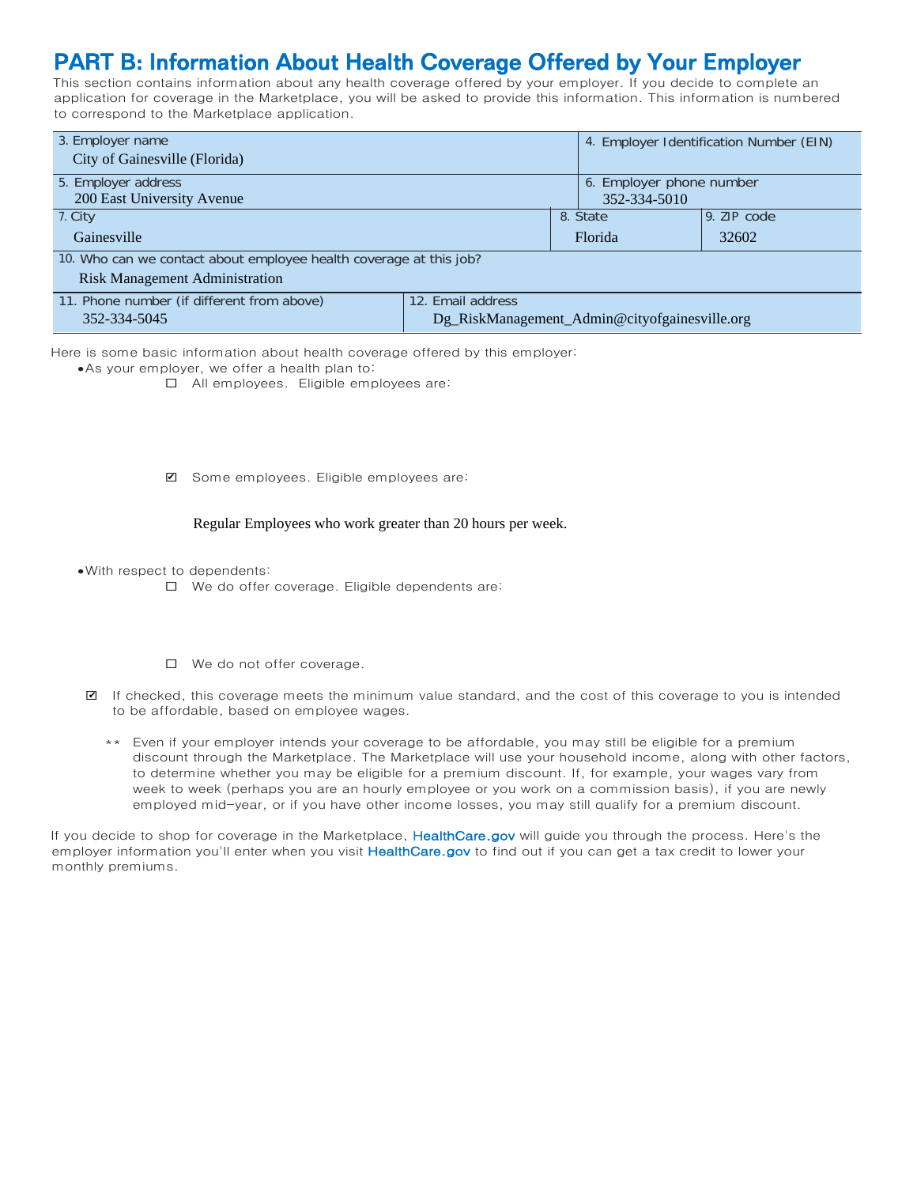# PART B: Information About Health Coverage Offered by Your Employer

This section contains information about any health coverage offered by your employer. If you decide to complete an application for coverage in the Marketplace, you will be asked to provide this information. This information is numbered to correspond to the Marketplace application.

| 3. Employer name | | 4. Employer Identification Number (EIN) |
|---|---|---|
| City of Gainesville (Florida) | | |
| **5. Employer address** | | **6. Employer phone number** |
| 200 East University Avenue | | 352-334-5010 |
| **7. City** | **8. State** | **9. ZIP code** |
| Gainesville | Florida | 32602 |
| **10. Who can we contact about employee health coverage at this job?** | | |
| Risk Management Administration | | |
| **11. Phone number (if different from above)** | **12. Email address** | |
| 352-334-5045 | Dg_RiskManagement_Admin@cityofgainesville.org | |

Here is some basic information about health coverage offered by this employer:

- As your employer, we offer a health plan to:
  - ☐ All employees. Eligible employees are:
  - ☑ Some employees. Eligible employees are:

    Regular Employees who work greater than 20 hours per week.

- With respect to dependents:
  - ☐ We do offer coverage. Eligible dependents are:
  - ☐ We do not offer coverage.

☑ If checked, this coverage meets the minimum value standard, and the cost of this coverage to you is intended to be affordable, based on employee wages.

** Even if your employer intends your coverage to be affordable, you may still be eligible for a premium discount through the Marketplace. The Marketplace will use your household income, along with other factors, to determine whether you may be eligible for a premium discount. If, for example, your wages vary from week to week (perhaps you are an hourly employee or you work on a commission basis), if you are newly employed mid-year, or if you have other income losses, you may still qualify for a premium discount.

If you decide to shop for coverage in the Marketplace, HealthCare.gov will guide you through the process. Here's the employer information you'll enter when you visit HealthCare.gov to find out if you can get a tax credit to lower your monthly premiums.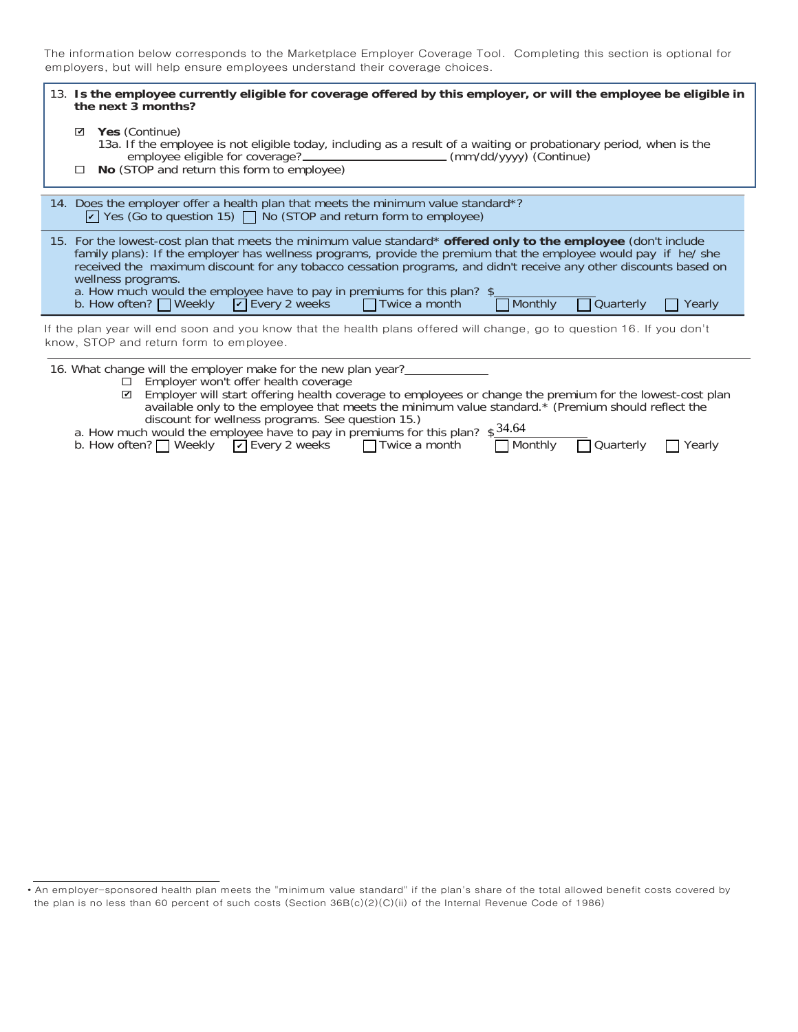The information below corresponds to the Marketplace Employer Coverage Tool. Completing this section is optional for employers, but will help ensure employees understand their coverage choices.

13. **Is the employee currently eligible for coverage offered by this employer, or will the employee be eligible in the next 3 months?**

- ☑ **Yes** (Continue)
  - 13a. If the employee is not eligible today, including as a result of a waiting or probationary period, when is the employee eligible for coverage? ____________ (mm/dd/yyyy) (Continue)
- ☐ **No** (STOP and return this form to employee)

14. Does the employer offer a health plan that meets the minimum value standard*?
☑ Yes (Go to question 15) ☐ No (STOP and return form to employee)

15. For the lowest-cost plan that meets the minimum value standard* **offered only to the employee** (don't include family plans): If the employer has wellness programs, provide the premium that the employee would pay if he/ she received the maximum discount for any tobacco cessation programs, and didn't receive any other discounts based on wellness programs.
a. How much would the employee have to pay in premiums for this plan? $____________
b. How often? ☐ Weekly ☑ Every 2 weeks ☐ Twice a month ☐ Monthly ☐ Quarterly ☐ Yearly

If the plan year will end soon and you know that the health plans offered will change, go to question 16. If you don't know, STOP and return form to employee.

16. What change will the employer make for the new plan year?____________

- ☐ Employer won't offer health coverage
- ☑ Employer will start offering health coverage to employees or change the premium for the lowest-cost plan available only to the employee that meets the minimum value standard.* (Premium should reflect the discount for wellness programs. See question 15.)

a. How much would the employee have to pay in premiums for this plan? $34.64
b. How often? ☐ Weekly ☑ Every 2 weeks ☐ Twice a month ☐ Monthly ☐ Quarterly ☐ Yearly

• An employer-sponsored health plan meets the "minimum value standard" if the plan's share of the total allowed benefit costs covered by the plan is no less than 60 percent of such costs (Section 36B(c)(2)(C)(ii) of the Internal Revenue Code of 1986)